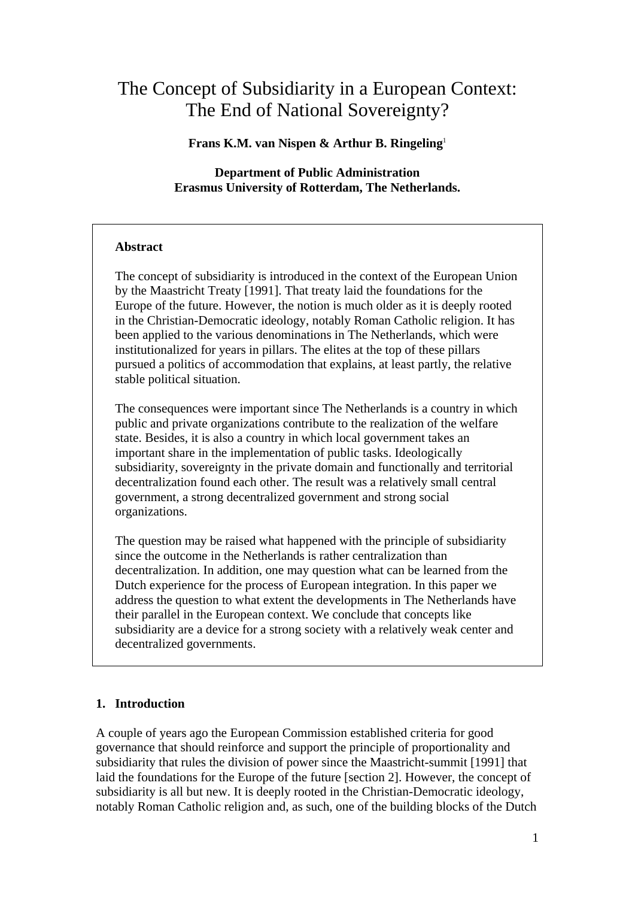# The Concept of Subsidiarity in a European Context: The End of National Sovereignty?

**Frans K.M. van Nispen & Arthur B. Ringeling**[1]

**Department of Public Administration**
**Erasmus University of Rotterdam, The Netherlands.**

**Abstract**

The concept of subsidiarity is introduced in the context of the European Union by the Maastricht Treaty [1991]. That treaty laid the foundations for the Europe of the future. However, the notion is much older as it is deeply rooted in the Christian-Democratic ideology, notably Roman Catholic religion. It has been applied to the various denominations in The Netherlands, which were institutionalized for years in pillars. The elites at the top of these pillars pursued a politics of accommodation that explains, at least partly, the relative stable political situation.

The consequences were important since The Netherlands is a country in which public and private organizations contribute to the realization of the welfare state. Besides, it is also a country in which local government takes an important share in the implementation of public tasks. Ideologically subsidiarity, sovereignty in the private domain and functionally and territorial decentralization found each other. The result was a relatively small central government, a strong decentralized government and strong social organizations.

The question may be raised what happened with the principle of subsidiarity since the outcome in the Netherlands is rather centralization than decentralization. In addition, one may question what can be learned from the Dutch experience for the process of European integration. In this paper we address the question to what extent the developments in The Netherlands have their parallel in the European context. We conclude that concepts like subsidiarity are a device for a strong society with a relatively weak center and decentralized governments.

## 1. Introduction

A couple of years ago the European Commission established criteria for good governance that should reinforce and support the principle of proportionality and subsidiarity that rules the division of power since the Maastricht-summit [1991] that laid the foundations for the Europe of the future [section 2]. However, the concept of subsidiarity is all but new. It is deeply rooted in the Christian-Democratic ideology, notably Roman Catholic religion and, as such, one of the building blocks of the Dutch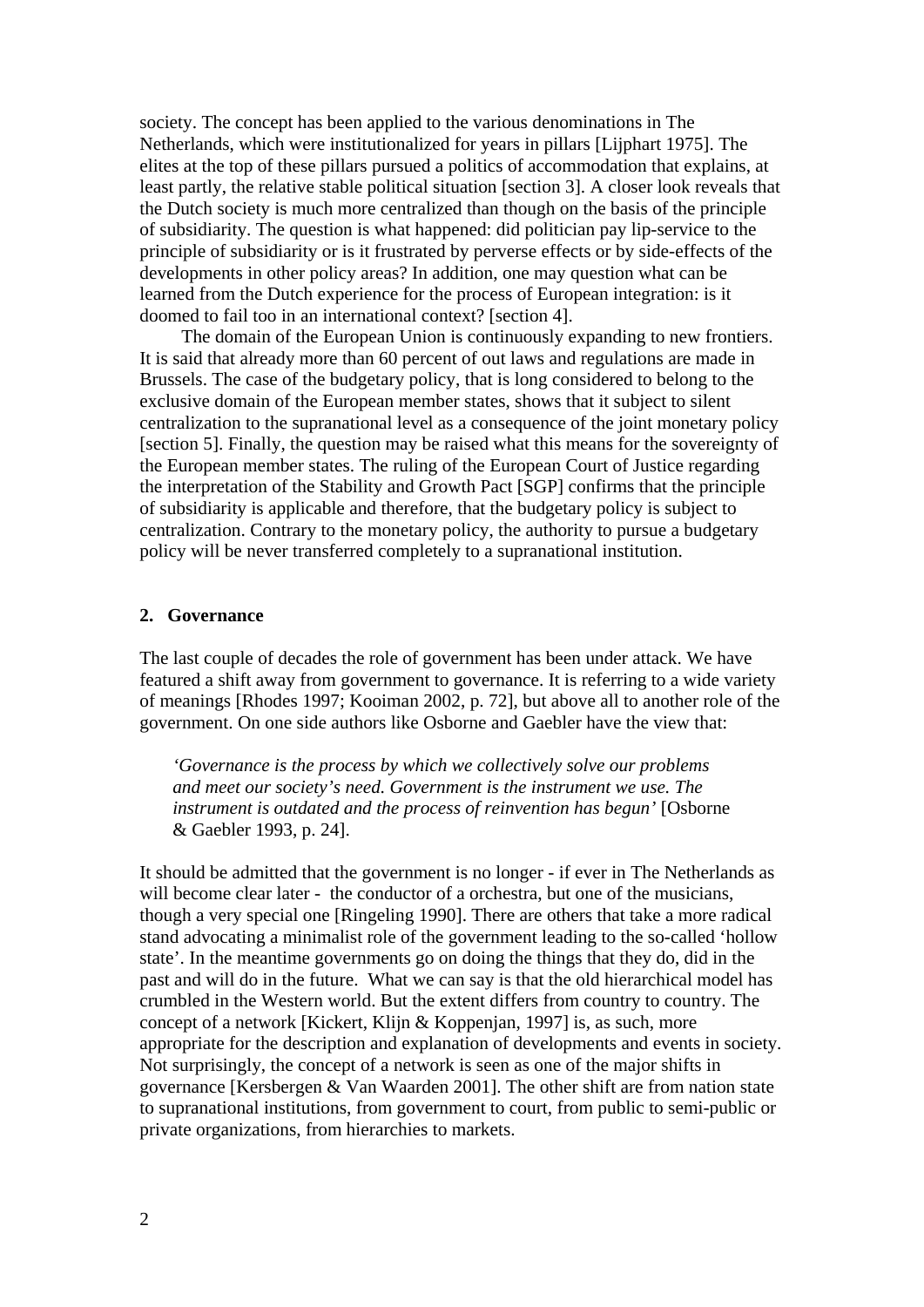society. The concept has been applied to the various denominations in The Netherlands, which were institutionalized for years in pillars [Lijphart 1975]. The elites at the top of these pillars pursued a politics of accommodation that explains, at least partly, the relative stable political situation [section 3]. A closer look reveals that the Dutch society is much more centralized than though on the basis of the principle of subsidiarity. The question is what happened: did politician pay lip-service to the principle of subsidiarity or is it frustrated by perverse effects or by side-effects of the developments in other policy areas? In addition, one may question what can be learned from the Dutch experience for the process of European integration: is it doomed to fail too in an international context? [section 4].

The domain of the European Union is continuously expanding to new frontiers. It is said that already more than 60 percent of out laws and regulations are made in Brussels. The case of the budgetary policy, that is long considered to belong to the exclusive domain of the European member states, shows that it subject to silent centralization to the supranational level as a consequence of the joint monetary policy [section 5]. Finally, the question may be raised what this means for the sovereignty of the European member states. The ruling of the European Court of Justice regarding the interpretation of the Stability and Growth Pact [SGP] confirms that the principle of subsidiarity is applicable and therefore, that the budgetary policy is subject to centralization. Contrary to the monetary policy, the authority to pursue a budgetary policy will be never transferred completely to a supranational institution.

## 2. Governance

The last couple of decades the role of government has been under attack. We have featured a shift away from government to governance. It is referring to a wide variety of meanings [Rhodes 1997; Kooiman 2002, p. 72], but above all to another role of the government. On one side authors like Osborne and Gaebler have the view that:

> *'Governance is the process by which we collectively solve our problems and meet our society's need. Government is the instrument we use. The instrument is outdated and the process of reinvention has begun'* [Osborne & Gaebler 1993, p. 24].

It should be admitted that the government is no longer - if ever in The Netherlands as will become clear later - the conductor of a orchestra, but one of the musicians, though a very special one [Ringeling 1990]. There are others that take a more radical stand advocating a minimalist role of the government leading to the so-called 'hollow state'. In the meantime governments go on doing the things that they do, did in the past and will do in the future. What we can say is that the old hierarchical model has crumbled in the Western world. But the extent differs from country to country. The concept of a network [Kickert, Klijn & Koppenjan, 1997] is, as such, more appropriate for the description and explanation of developments and events in society. Not surprisingly, the concept of a network is seen as one of the major shifts in governance [Kersbergen & Van Waarden 2001]. The other shift are from nation state to supranational institutions, from government to court, from public to semi-public or private organizations, from hierarchies to markets.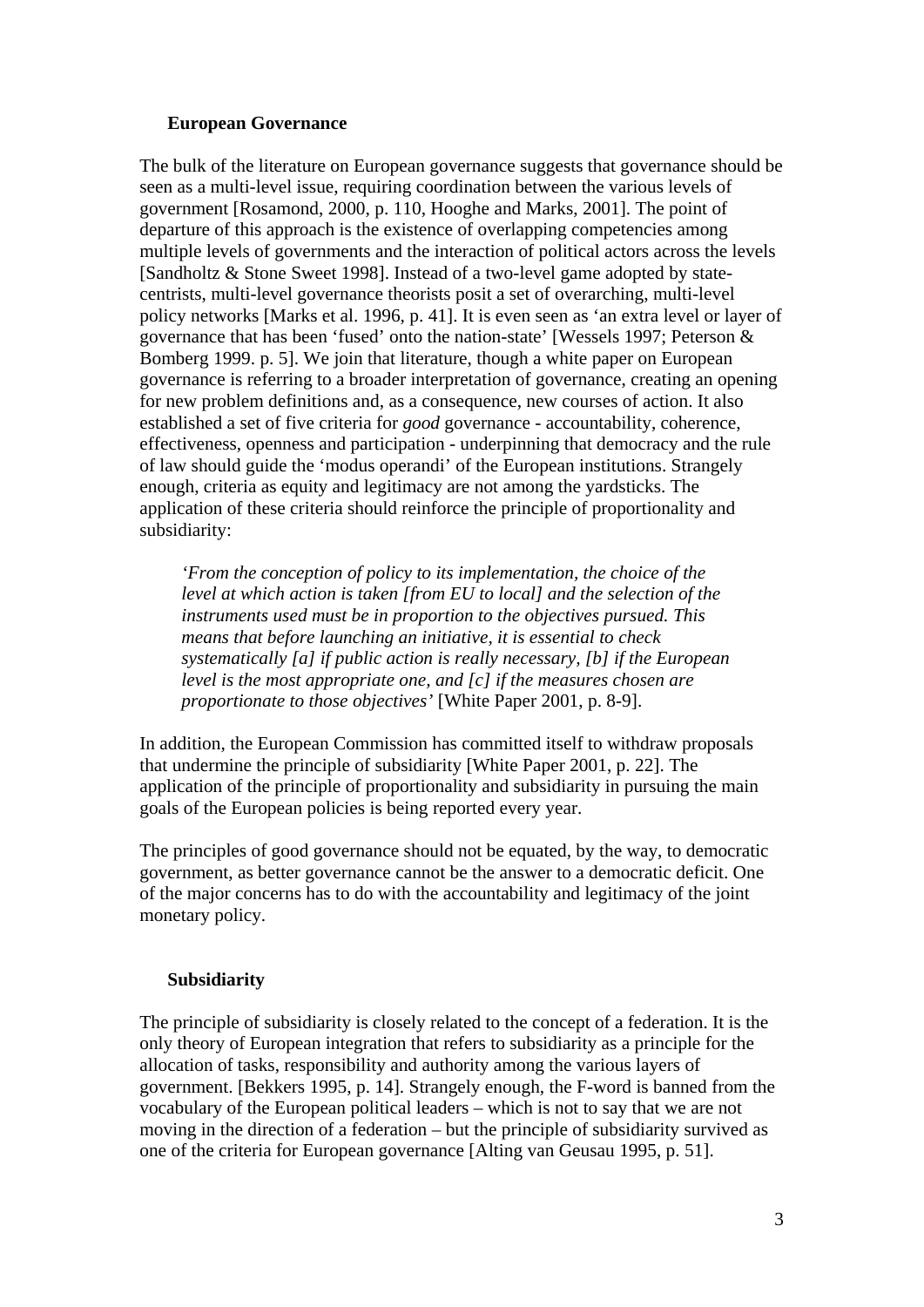## European Governance

The bulk of the literature on European governance suggests that governance should be seen as a multi-level issue, requiring coordination between the various levels of government [Rosamond, 2000, p. 110, Hooghe and Marks, 2001]. The point of departure of this approach is the existence of overlapping competencies among multiple levels of governments and the interaction of political actors across the levels [Sandholtz & Stone Sweet 1998]. Instead of a two-level game adopted by state-centrists, multi-level governance theorists posit a set of overarching, multi-level policy networks [Marks et al. 1996, p. 41]. It is even seen as 'an extra level or layer of governance that has been 'fused' onto the nation-state' [Wessels 1997; Peterson & Bomberg 1999. p. 5]. We join that literature, though a white paper on European governance is referring to a broader interpretation of governance, creating an opening for new problem definitions and, as a consequence, new courses of action. It also established a set of five criteria for *good* governance - accountability, coherence, effectiveness, openness and participation - underpinning that democracy and the rule of law should guide the 'modus operandi' of the European institutions. Strangely enough, criteria as equity and legitimacy are not among the yardsticks. The application of these criteria should reinforce the principle of proportionality and subsidiarity:

> *'From the conception of policy to its implementation, the choice of the level at which action is taken [from EU to local] and the selection of the instruments used must be in proportion to the objectives pursued. This means that before launching an initiative, it is essential to check systematically [a] if public action is really necessary, [b] if the European level is the most appropriate one, and [c] if the measures chosen are proportionate to those objectives'* [White Paper 2001, p. 8-9].

In addition, the European Commission has committed itself to withdraw proposals that undermine the principle of subsidiarity [White Paper 2001, p. 22]. The application of the principle of proportionality and subsidiarity in pursuing the main goals of the European policies is being reported every year.

The principles of good governance should not be equated, by the way, to democratic government, as better governance cannot be the answer to a democratic deficit. One of the major concerns has to do with the accountability and legitimacy of the joint monetary policy.

## Subsidiarity

The principle of subsidiarity is closely related to the concept of a federation. It is the only theory of European integration that refers to subsidiarity as a principle for the allocation of tasks, responsibility and authority among the various layers of government. [Bekkers 1995, p. 14]. Strangely enough, the F-word is banned from the vocabulary of the European political leaders – which is not to say that we are not moving in the direction of a federation – but the principle of subsidiarity survived as one of the criteria for European governance [Alting van Geusau 1995, p. 51].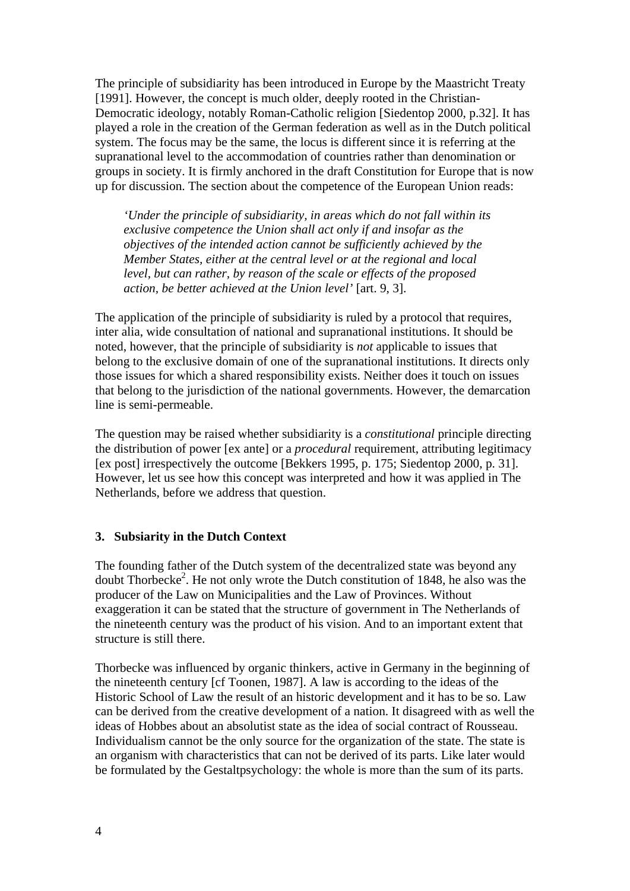The principle of subsidiarity has been introduced in Europe by the Maastricht Treaty [1991]. However, the concept is much older, deeply rooted in the Christian-Democratic ideology, notably Roman-Catholic religion [Siedentop 2000, p.32]. It has played a role in the creation of the German federation as well as in the Dutch political system. The focus may be the same, the locus is different since it is referring at the supranational level to the accommodation of countries rather than denomination or groups in society. It is firmly anchored in the draft Constitution for Europe that is now up for discussion. The section about the competence of the European Union reads:

> *'Under the principle of subsidiarity, in areas which do not fall within its exclusive competence the Union shall act only if and insofar as the objectives of the intended action cannot be sufficiently achieved by the Member States, either at the central level or at the regional and local level, but can rather, by reason of the scale or effects of the proposed action, be better achieved at the Union level'* [art. 9, 3].

The application of the principle of subsidiarity is ruled by a protocol that requires, inter alia, wide consultation of national and supranational institutions. It should be noted, however, that the principle of subsidiarity is *not* applicable to issues that belong to the exclusive domain of one of the supranational institutions. It directs only those issues for which a shared responsibility exists. Neither does it touch on issues that belong to the jurisdiction of the national governments. However, the demarcation line is semi-permeable.

The question may be raised whether subsidiarity is a *constitutional* principle directing the distribution of power [ex ante] or a *procedural* requirement, attributing legitimacy [ex post] irrespectively the outcome [Bekkers 1995, p. 175; Siedentop 2000, p. 31]. However, let us see how this concept was interpreted and how it was applied in The Netherlands, before we address that question.

## 3. Subsiarity in the Dutch Context

The founding father of the Dutch system of the decentralized state was beyond any doubt Thorbecke[2]. He not only wrote the Dutch constitution of 1848, he also was the producer of the Law on Municipalities and the Law of Provinces. Without exaggeration it can be stated that the structure of government in The Netherlands of the nineteenth century was the product of his vision. And to an important extent that structure is still there.

Thorbecke was influenced by organic thinkers, active in Germany in the beginning of the nineteenth century [cf Toonen, 1987]. A law is according to the ideas of the Historic School of Law the result of an historic development and it has to be so. Law can be derived from the creative development of a nation. It disagreed with as well the ideas of Hobbes about an absolutist state as the idea of social contract of Rousseau. Individualism cannot be the only source for the organization of the state. The state is an organism with characteristics that can not be derived of its parts. Like later would be formulated by the Gestaltpsychology: the whole is more than the sum of its parts.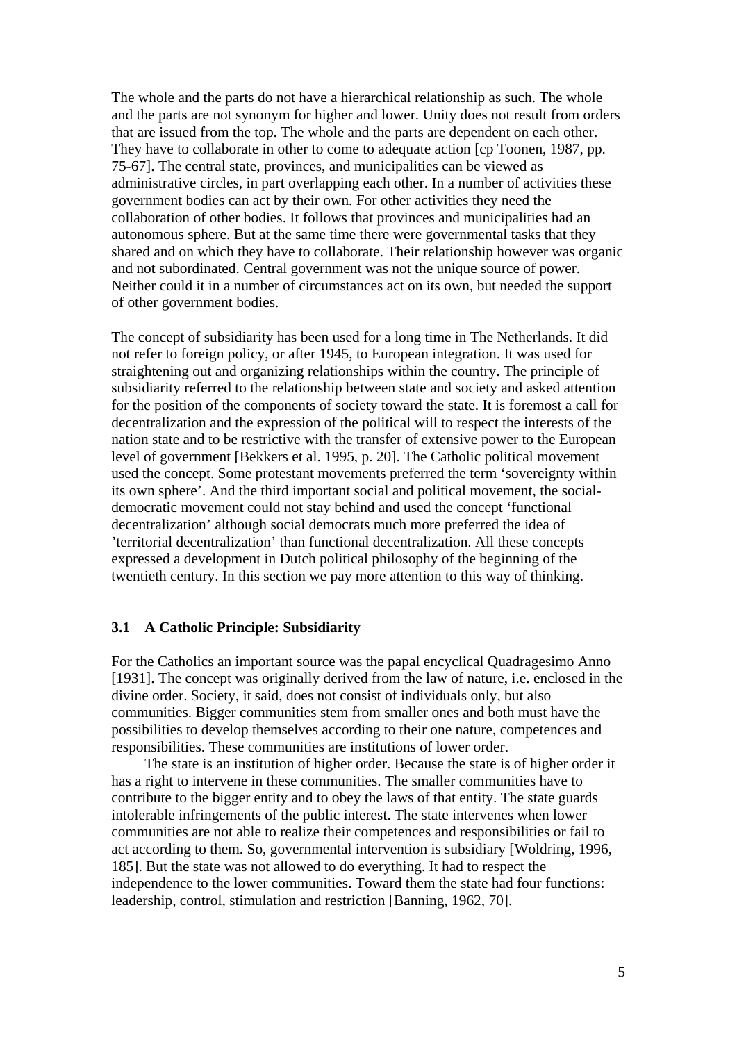The whole and the parts do not have a hierarchical relationship as such. The whole and the parts are not synonym for higher and lower. Unity does not result from orders that are issued from the top. The whole and the parts are dependent on each other. They have to collaborate in other to come to adequate action [cp Toonen, 1987, pp. 75-67]. The central state, provinces, and municipalities can be viewed as administrative circles, in part overlapping each other. In a number of activities these government bodies can act by their own. For other activities they need the collaboration of other bodies. It follows that provinces and municipalities had an autonomous sphere. But at the same time there were governmental tasks that they shared and on which they have to collaborate. Their relationship however was organic and not subordinated. Central government was not the unique source of power. Neither could it in a number of circumstances act on its own, but needed the support of other government bodies.

The concept of subsidiarity has been used for a long time in The Netherlands. It did not refer to foreign policy, or after 1945, to European integration. It was used for straightening out and organizing relationships within the country. The principle of subsidiarity referred to the relationship between state and society and asked attention for the position of the components of society toward the state. It is foremost a call for decentralization and the expression of the political will to respect the interests of the nation state and to be restrictive with the transfer of extensive power to the European level of government [Bekkers et al. 1995, p. 20]. The Catholic political movement used the concept. Some protestant movements preferred the term 'sovereignty within its own sphere'. And the third important social and political movement, the social-democratic movement could not stay behind and used the concept 'functional decentralization' although social democrats much more preferred the idea of 'territorial decentralization' than functional decentralization. All these concepts expressed a development in Dutch political philosophy of the beginning of the twentieth century. In this section we pay more attention to this way of thinking.

### 3.1 A Catholic Principle: Subsidiarity

For the Catholics an important source was the papal encyclical Quadragesimo Anno [1931]. The concept was originally derived from the law of nature, i.e. enclosed in the divine order. Society, it said, does not consist of individuals only, but also communities. Bigger communities stem from smaller ones and both must have the possibilities to develop themselves according to their one nature, competences and responsibilities. These communities are institutions of lower order.

The state is an institution of higher order. Because the state is of higher order it has a right to intervene in these communities. The smaller communities have to contribute to the bigger entity and to obey the laws of that entity. The state guards intolerable infringements of the public interest. The state intervenes when lower communities are not able to realize their competences and responsibilities or fail to act according to them. So, governmental intervention is subsidiary [Woldring, 1996, 185]. But the state was not allowed to do everything. It had to respect the independence to the lower communities. Toward them the state had four functions: leadership, control, stimulation and restriction [Banning, 1962, 70].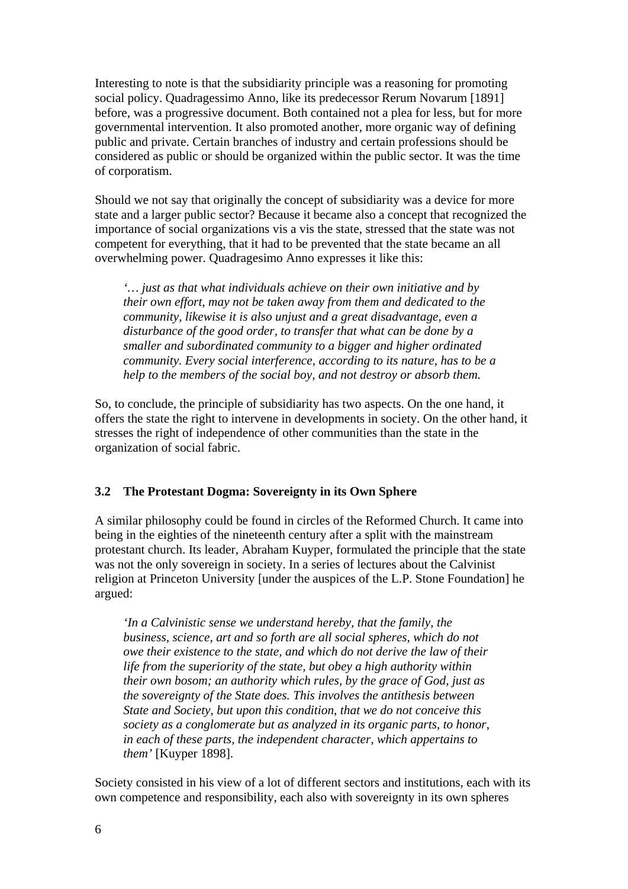Interesting to note is that the subsidiarity principle was a reasoning for promoting social policy. Quadragessimo Anno, like its predecessor Rerum Novarum [1891] before, was a progressive document. Both contained not a plea for less, but for more governmental intervention. It also promoted another, more organic way of defining public and private. Certain branches of industry and certain professions should be considered as public or should be organized within the public sector. It was the time of corporatism.

Should we not say that originally the concept of subsidiarity was a device for more state and a larger public sector? Because it became also a concept that recognized the importance of social organizations vis a vis the state, stressed that the state was not competent for everything, that it had to be prevented that the state became an all overwhelming power. Quadragesimo Anno expresses it like this:

> *'… just as that what individuals achieve on their own initiative and by their own effort, may not be taken away from them and dedicated to the community, likewise it is also unjust and a great disadvantage, even a disturbance of the good order, to transfer that what can be done by a smaller and subordinated community to a bigger and higher ordinated community. Every social interference, according to its nature, has to be a help to the members of the social boy, and not destroy or absorb them.*

So, to conclude, the principle of subsidiarity has two aspects. On the one hand, it offers the state the right to intervene in developments in society. On the other hand, it stresses the right of independence of other communities than the state in the organization of social fabric.

### 3.2 The Protestant Dogma: Sovereignty in its Own Sphere

A similar philosophy could be found in circles of the Reformed Church. It came into being in the eighties of the nineteenth century after a split with the mainstream protestant church. Its leader, Abraham Kuyper, formulated the principle that the state was not the only sovereign in society. In a series of lectures about the Calvinist religion at Princeton University [under the auspices of the L.P. Stone Foundation] he argued:

> *'In a Calvinistic sense we understand hereby, that the family, the business, science, art and so forth are all social spheres, which do not owe their existence to the state, and which do not derive the law of their life from the superiority of the state, but obey a high authority within their own bosom; an authority which rules, by the grace of God, just as the sovereignty of the State does. This involves the antithesis between State and Society, but upon this condition, that we do not conceive this society as a conglomerate but as analyzed in its organic parts, to honor, in each of these parts, the independent character, which appertains to them'* [Kuyper 1898].

Society consisted in his view of a lot of different sectors and institutions, each with its own competence and responsibility, each also with sovereignty in its own spheres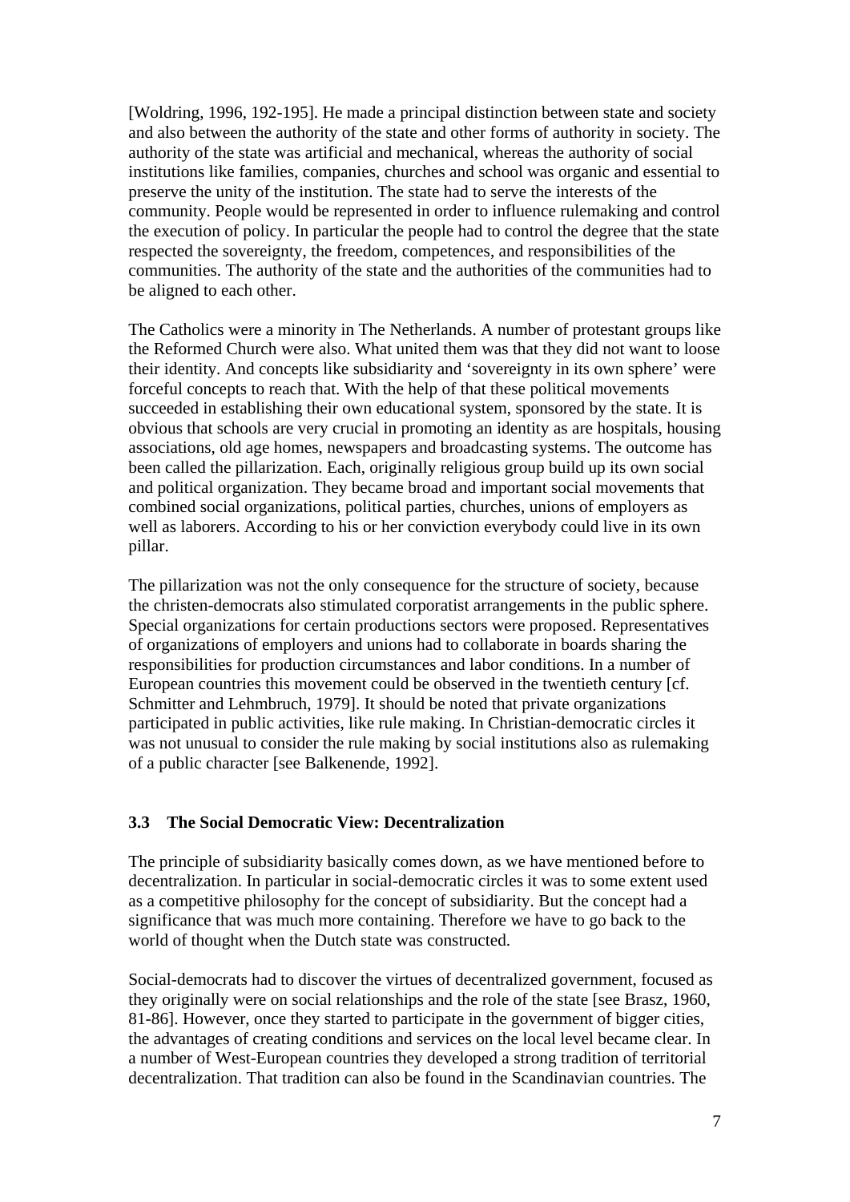[Woldring, 1996, 192-195]. He made a principal distinction between state and society and also between the authority of the state and other forms of authority in society. The authority of the state was artificial and mechanical, whereas the authority of social institutions like families, companies, churches and school was organic and essential to preserve the unity of the institution. The state had to serve the interests of the community. People would be represented in order to influence rulemaking and control the execution of policy. In particular the people had to control the degree that the state respected the sovereignty, the freedom, competences, and responsibilities of the communities. The authority of the state and the authorities of the communities had to be aligned to each other.

The Catholics were a minority in The Netherlands. A number of protestant groups like the Reformed Church were also. What united them was that they did not want to loose their identity. And concepts like subsidiarity and 'sovereignty in its own sphere' were forceful concepts to reach that. With the help of that these political movements succeeded in establishing their own educational system, sponsored by the state. It is obvious that schools are very crucial in promoting an identity as are hospitals, housing associations, old age homes, newspapers and broadcasting systems. The outcome has been called the pillarization. Each, originally religious group build up its own social and political organization. They became broad and important social movements that combined social organizations, political parties, churches, unions of employers as well as laborers. According to his or her conviction everybody could live in its own pillar.

The pillarization was not the only consequence for the structure of society, because the christen-democrats also stimulated corporatist arrangements in the public sphere. Special organizations for certain productions sectors were proposed. Representatives of organizations of employers and unions had to collaborate in boards sharing the responsibilities for production circumstances and labor conditions. In a number of European countries this movement could be observed in the twentieth century [cf. Schmitter and Lehmbruch, 1979]. It should be noted that private organizations participated in public activities, like rule making. In Christian-democratic circles it was not unusual to consider the rule making by social institutions also as rulemaking of a public character [see Balkenende, 1992].

### 3.3 The Social Democratic View: Decentralization

The principle of subsidiarity basically comes down, as we have mentioned before to decentralization. In particular in social-democratic circles it was to some extent used as a competitive philosophy for the concept of subsidiarity. But the concept had a significance that was much more containing. Therefore we have to go back to the world of thought when the Dutch state was constructed.

Social-democrats had to discover the virtues of decentralized government, focused as they originally were on social relationships and the role of the state [see Brasz, 1960, 81-86]. However, once they started to participate in the government of bigger cities, the advantages of creating conditions and services on the local level became clear. In a number of West-European countries they developed a strong tradition of territorial decentralization. That tradition can also be found in the Scandinavian countries. The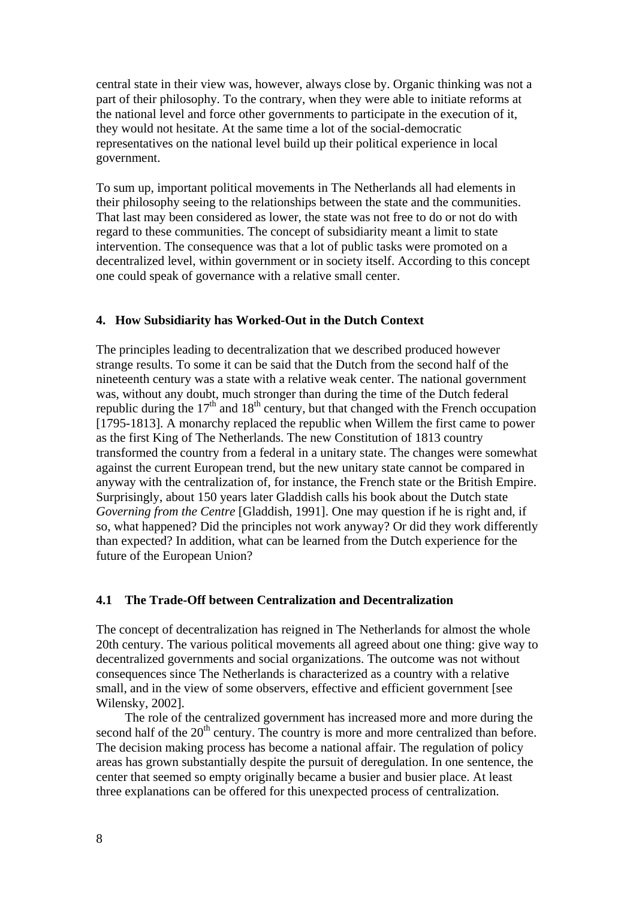central state in their view was, however, always close by. Organic thinking was not a part of their philosophy. To the contrary, when they were able to initiate reforms at the national level and force other governments to participate in the execution of it, they would not hesitate. At the same time a lot of the social-democratic representatives on the national level build up their political experience in local government.

To sum up, important political movements in The Netherlands all had elements in their philosophy seeing to the relationships between the state and the communities. That last may been considered as lower, the state was not free to do or not do with regard to these communities. The concept of subsidiarity meant a limit to state intervention. The consequence was that a lot of public tasks were promoted on a decentralized level, within government or in society itself. According to this concept one could speak of governance with a relative small center.

## 4. How Subsidiarity has Worked-Out in the Dutch Context

The principles leading to decentralization that we described produced however strange results. To some it can be said that the Dutch from the second half of the nineteenth century was a state with a relative weak center. The national government was, without any doubt, much stronger than during the time of the Dutch federal republic during the 17th and 18th century, but that changed with the French occupation [1795-1813]. A monarchy replaced the republic when Willem the first came to power as the first King of The Netherlands. The new Constitution of 1813 country transformed the country from a federal in a unitary state. The changes were somewhat against the current European trend, but the new unitary state cannot be compared in anyway with the centralization of, for instance, the French state or the British Empire. Surprisingly, about 150 years later Gladdish calls his book about the Dutch state *Governing from the Centre* [Gladdish, 1991]. One may question if he is right and, if so, what happened? Did the principles not work anyway? Or did they work differently than expected? In addition, what can be learned from the Dutch experience for the future of the European Union?

### 4.1 The Trade-Off between Centralization and Decentralization

The concept of decentralization has reigned in The Netherlands for almost the whole 20th century. The various political movements all agreed about one thing: give way to decentralized governments and social organizations. The outcome was not without consequences since The Netherlands is characterized as a country with a relative small, and in the view of some observers, effective and efficient government [see Wilensky, 2002].

The role of the centralized government has increased more and more during the second half of the 20th century. The country is more and more centralized than before. The decision making process has become a national affair. The regulation of policy areas has grown substantially despite the pursuit of deregulation. In one sentence, the center that seemed so empty originally became a busier and busier place. At least three explanations can be offered for this unexpected process of centralization.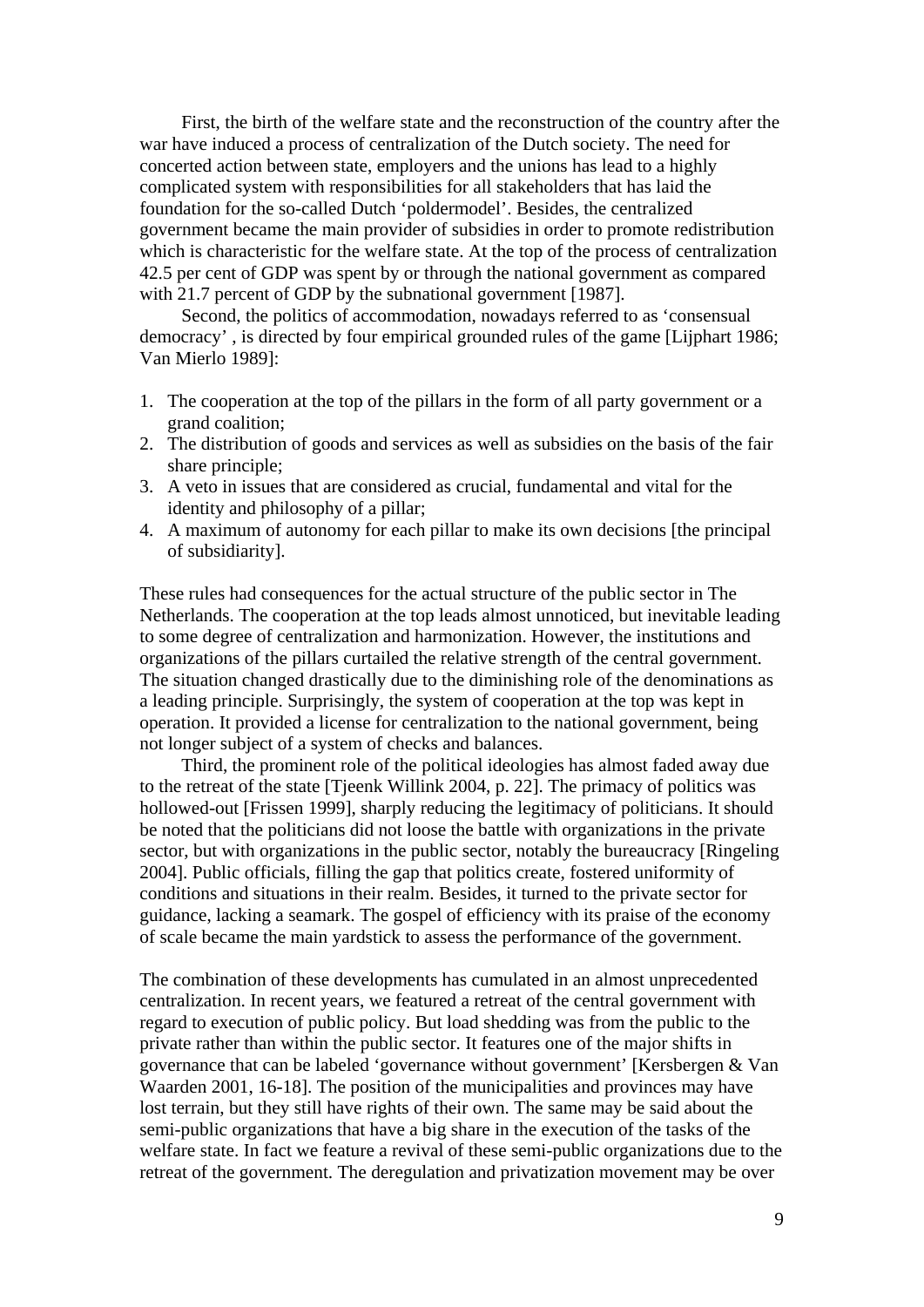First, the birth of the welfare state and the reconstruction of the country after the war have induced a process of centralization of the Dutch society. The need for concerted action between state, employers and the unions has lead to a highly complicated system with responsibilities for all stakeholders that has laid the foundation for the so-called Dutch 'poldermodel'. Besides, the centralized government became the main provider of subsidies in order to promote redistribution which is characteristic for the welfare state. At the top of the process of centralization 42.5 per cent of GDP was spent by or through the national government as compared with 21.7 percent of GDP by the subnational government [1987].

Second, the politics of accommodation, nowadays referred to as 'consensual democracy' , is directed by four empirical grounded rules of the game [Lijphart 1986; Van Mierlo 1989]:

1. The cooperation at the top of the pillars in the form of all party government or a grand coalition;
2. The distribution of goods and services as well as subsidies on the basis of the fair share principle;
3. A veto in issues that are considered as crucial, fundamental and vital for the identity and philosophy of a pillar;
4. A maximum of autonomy for each pillar to make its own decisions [the principal of subsidiarity].

These rules had consequences for the actual structure of the public sector in The Netherlands. The cooperation at the top leads almost unnoticed, but inevitable leading to some degree of centralization and harmonization. However, the institutions and organizations of the pillars curtailed the relative strength of the central government. The situation changed drastically due to the diminishing role of the denominations as a leading principle. Surprisingly, the system of cooperation at the top was kept in operation. It provided a license for centralization to the national government, being not longer subject of a system of checks and balances.

Third, the prominent role of the political ideologies has almost faded away due to the retreat of the state [Tjeenk Willink 2004, p. 22]. The primacy of politics was hollowed-out [Frissen 1999], sharply reducing the legitimacy of politicians. It should be noted that the politicians did not loose the battle with organizations in the private sector, but with organizations in the public sector, notably the bureaucracy [Ringeling 2004]. Public officials, filling the gap that politics create, fostered uniformity of conditions and situations in their realm. Besides, it turned to the private sector for guidance, lacking a seamark. The gospel of efficiency with its praise of the economy of scale became the main yardstick to assess the performance of the government.

The combination of these developments has cumulated in an almost unprecedented centralization. In recent years, we featured a retreat of the central government with regard to execution of public policy. But load shedding was from the public to the private rather than within the public sector. It features one of the major shifts in governance that can be labeled 'governance without government' [Kersbergen & Van Waarden 2001, 16-18]. The position of the municipalities and provinces may have lost terrain, but they still have rights of their own. The same may be said about the semi-public organizations that have a big share in the execution of the tasks of the welfare state. In fact we feature a revival of these semi-public organizations due to the retreat of the government. The deregulation and privatization movement may be over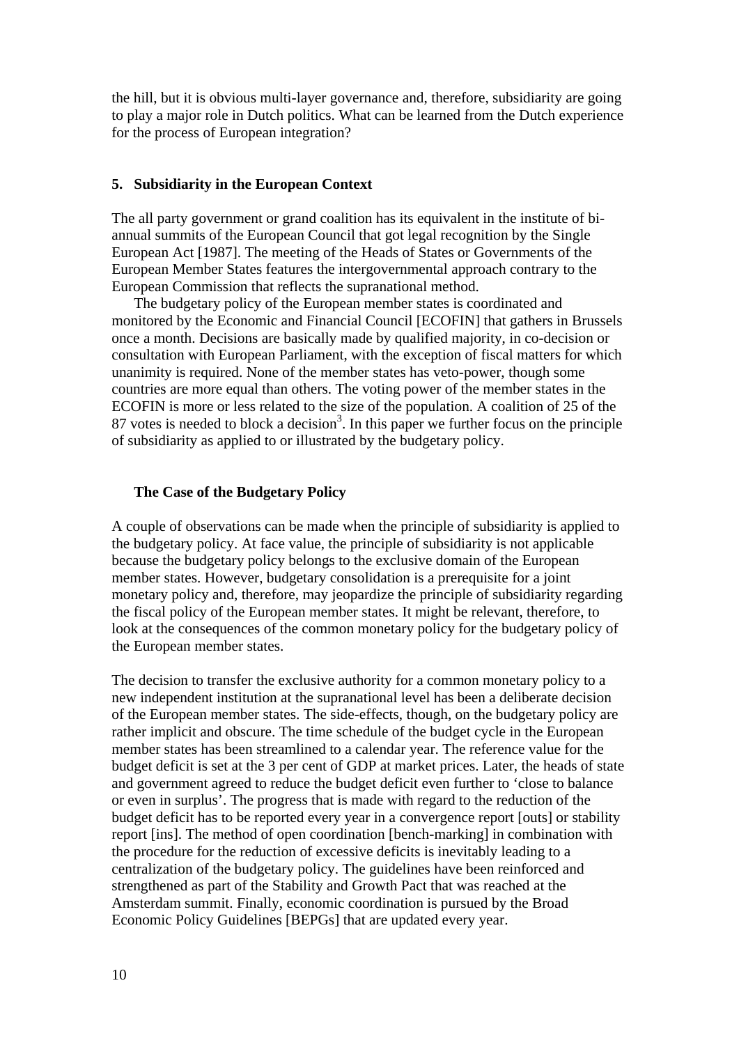the hill, but it is obvious multi-layer governance and, therefore, subsidiarity are going to play a major role in Dutch politics. What can be learned from the Dutch experience for the process of European integration?

## 5. Subsidiarity in the European Context

The all party government or grand coalition has its equivalent in the institute of bi-annual summits of the European Council that got legal recognition by the Single European Act [1987]. The meeting of the Heads of States or Governments of the European Member States features the intergovernmental approach contrary to the European Commission that reflects the supranational method.

The budgetary policy of the European member states is coordinated and monitored by the Economic and Financial Council [ECOFIN] that gathers in Brussels once a month. Decisions are basically made by qualified majority, in co-decision or consultation with European Parliament, with the exception of fiscal matters for which unanimity is required. None of the member states has veto-power, though some countries are more equal than others. The voting power of the member states in the ECOFIN is more or less related to the size of the population. A coalition of 25 of the 87 votes is needed to block a decision[3]. In this paper we further focus on the principle of subsidiarity as applied to or illustrated by the budgetary policy.

### The Case of the Budgetary Policy

A couple of observations can be made when the principle of subsidiarity is applied to the budgetary policy. At face value, the principle of subsidiarity is not applicable because the budgetary policy belongs to the exclusive domain of the European member states. However, budgetary consolidation is a prerequisite for a joint monetary policy and, therefore, may jeopardize the principle of subsidiarity regarding the fiscal policy of the European member states. It might be relevant, therefore, to look at the consequences of the common monetary policy for the budgetary policy of the European member states.

The decision to transfer the exclusive authority for a common monetary policy to a new independent institution at the supranational level has been a deliberate decision of the European member states. The side-effects, though, on the budgetary policy are rather implicit and obscure. The time schedule of the budget cycle in the European member states has been streamlined to a calendar year. The reference value for the budget deficit is set at the 3 per cent of GDP at market prices. Later, the heads of state and government agreed to reduce the budget deficit even further to 'close to balance or even in surplus'. The progress that is made with regard to the reduction of the budget deficit has to be reported every year in a convergence report [outs] or stability report [ins]. The method of open coordination [bench-marking] in combination with the procedure for the reduction of excessive deficits is inevitably leading to a centralization of the budgetary policy. The guidelines have been reinforced and strengthened as part of the Stability and Growth Pact that was reached at the Amsterdam summit. Finally, economic coordination is pursued by the Broad Economic Policy Guidelines [BEPGs] that are updated every year.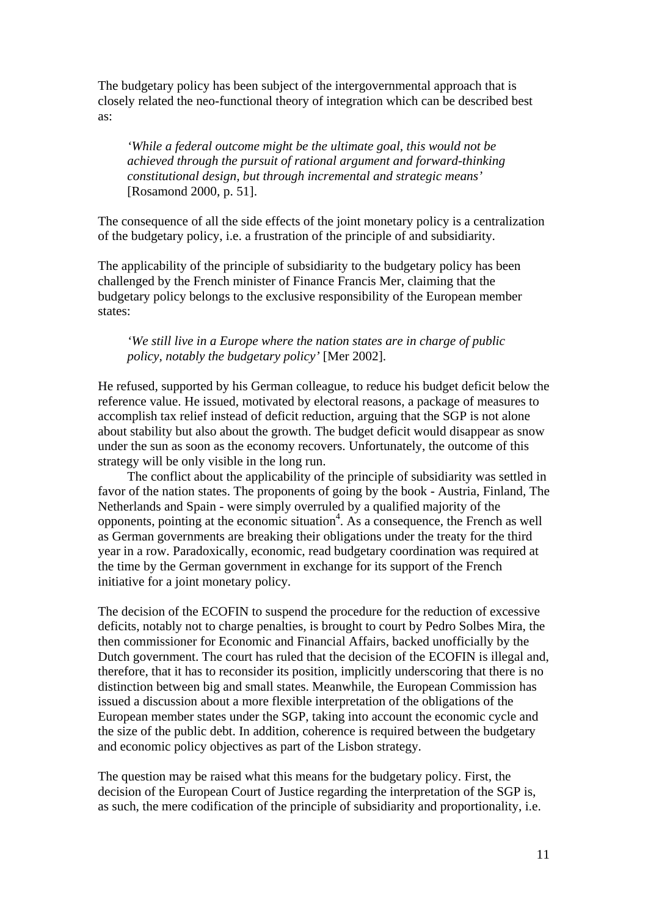The budgetary policy has been subject of the intergovernmental approach that is closely related the neo-functional theory of integration which can be described best as:

> *'While a federal outcome might be the ultimate goal, this would not be achieved through the pursuit of rational argument and forward-thinking constitutional design, but through incremental and strategic means'* [Rosamond 2000, p. 51].

The consequence of all the side effects of the joint monetary policy is a centralization of the budgetary policy, i.e. a frustration of the principle of and subsidiarity.

The applicability of the principle of subsidiarity to the budgetary policy has been challenged by the French minister of Finance Francis Mer, claiming that the budgetary policy belongs to the exclusive responsibility of the European member states:

> *'We still live in a Europe where the nation states are in charge of public policy, notably the budgetary policy'* [Mer 2002].

He refused, supported by his German colleague, to reduce his budget deficit below the reference value. He issued, motivated by electoral reasons, a package of measures to accomplish tax relief instead of deficit reduction, arguing that the SGP is not alone about stability but also about the growth. The budget deficit would disappear as snow under the sun as soon as the economy recovers. Unfortunately, the outcome of this strategy will be only visible in the long run.

The conflict about the applicability of the principle of subsidiarity was settled in favor of the nation states. The proponents of going by the book - Austria, Finland, The Netherlands and Spain - were simply overruled by a qualified majority of the opponents, pointing at the economic situation[4]. As a consequence, the French as well as German governments are breaking their obligations under the treaty for the third year in a row. Paradoxically, economic, read budgetary coordination was required at the time by the German government in exchange for its support of the French initiative for a joint monetary policy.

The decision of the ECOFIN to suspend the procedure for the reduction of excessive deficits, notably not to charge penalties, is brought to court by Pedro Solbes Mira, the then commissioner for Economic and Financial Affairs, backed unofficially by the Dutch government. The court has ruled that the decision of the ECOFIN is illegal and, therefore, that it has to reconsider its position, implicitly underscoring that there is no distinction between big and small states. Meanwhile, the European Commission has issued a discussion about a more flexible interpretation of the obligations of the European member states under the SGP, taking into account the economic cycle and the size of the public debt. In addition, coherence is required between the budgetary and economic policy objectives as part of the Lisbon strategy.

The question may be raised what this means for the budgetary policy. First, the decision of the European Court of Justice regarding the interpretation of the SGP is, as such, the mere codification of the principle of subsidiarity and proportionality, i.e.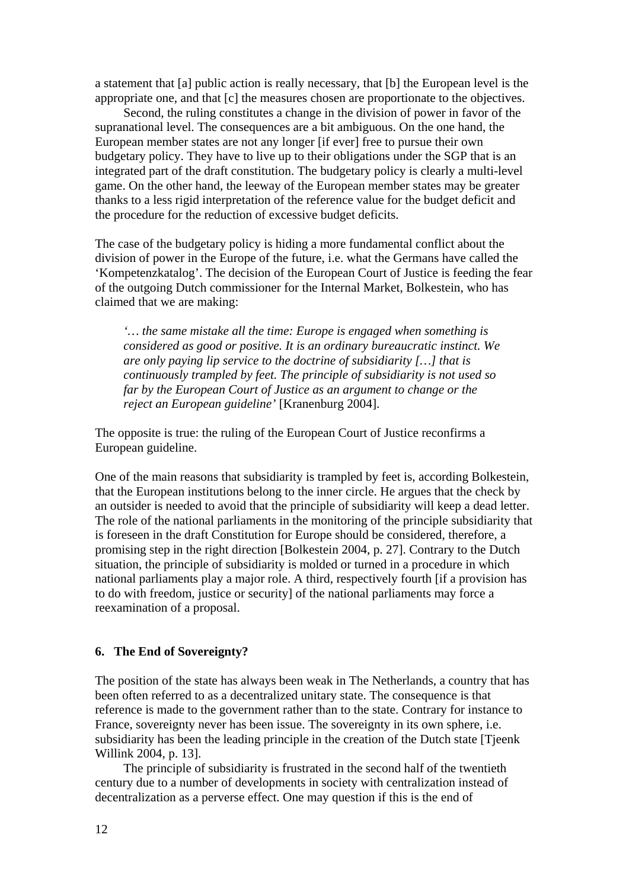a statement that [a] public action is really necessary, that [b] the European level is the appropriate one, and that [c] the measures chosen are proportionate to the objectives.

Second, the ruling constitutes a change in the division of power in favor of the supranational level. The consequences are a bit ambiguous. On the one hand, the European member states are not any longer [if ever] free to pursue their own budgetary policy. They have to live up to their obligations under the SGP that is an integrated part of the draft constitution. The budgetary policy is clearly a multi-level game. On the other hand, the leeway of the European member states may be greater thanks to a less rigid interpretation of the reference value for the budget deficit and the procedure for the reduction of excessive budget deficits.

The case of the budgetary policy is hiding a more fundamental conflict about the division of power in the Europe of the future, i.e. what the Germans have called the 'Kompetenzkatalog'. The decision of the European Court of Justice is feeding the fear of the outgoing Dutch commissioner for the Internal Market, Bolkestein, who has claimed that we are making:

> *'… the same mistake all the time: Europe is engaged when something is considered as good or positive. It is an ordinary bureaucratic instinct. We are only paying lip service to the doctrine of subsidiarity […] that is continuously trampled by feet. The principle of subsidiarity is not used so far by the European Court of Justice as an argument to change or the reject an European guideline'* [Kranenburg 2004].

The opposite is true: the ruling of the European Court of Justice reconfirms a European guideline.

One of the main reasons that subsidiarity is trampled by feet is, according Bolkestein, that the European institutions belong to the inner circle. He argues that the check by an outsider is needed to avoid that the principle of subsidiarity will keep a dead letter. The role of the national parliaments in the monitoring of the principle subsidiarity that is foreseen in the draft Constitution for Europe should be considered, therefore, a promising step in the right direction [Bolkestein 2004, p. 27]. Contrary to the Dutch situation, the principle of subsidiarity is molded or turned in a procedure in which national parliaments play a major role. A third, respectively fourth [if a provision has to do with freedom, justice or security] of the national parliaments may force a reexamination of a proposal.

### 6. The End of Sovereignty?

The position of the state has always been weak in The Netherlands, a country that has been often referred to as a decentralized unitary state. The consequence is that reference is made to the government rather than to the state. Contrary for instance to France, sovereignty never has been issue. The sovereignty in its own sphere, i.e. subsidiarity has been the leading principle in the creation of the Dutch state [Tjeenk Willink 2004, p. 13].

The principle of subsidiarity is frustrated in the second half of the twentieth century due to a number of developments in society with centralization instead of decentralization as a perverse effect. One may question if this is the end of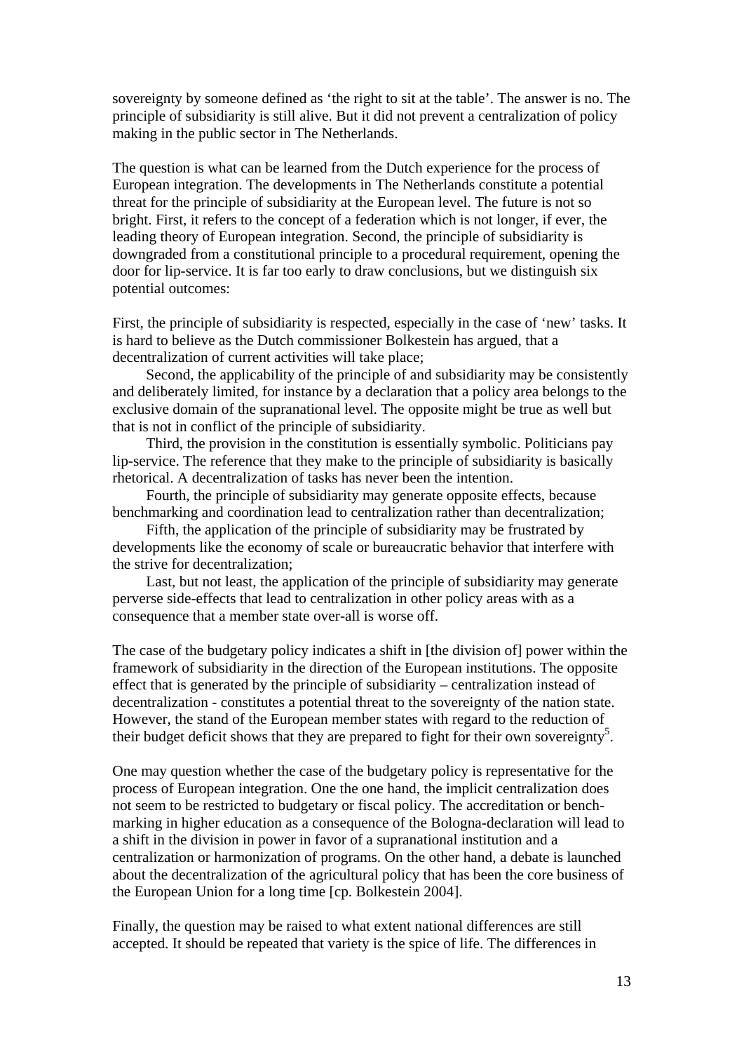sovereignty by someone defined as 'the right to sit at the table'. The answer is no. The principle of subsidiarity is still alive. But it did not prevent a centralization of policy making in the public sector in The Netherlands.

The question is what can be learned from the Dutch experience for the process of European integration. The developments in The Netherlands constitute a potential threat for the principle of subsidiarity at the European level. The future is not so bright. First, it refers to the concept of a federation which is not longer, if ever, the leading theory of European integration. Second, the principle of subsidiarity is downgraded from a constitutional principle to a procedural requirement, opening the door for lip-service. It is far too early to draw conclusions, but we distinguish six potential outcomes:

First, the principle of subsidiarity is respected, especially in the case of 'new' tasks. It is hard to believe as the Dutch commissioner Bolkestein has argued, that a decentralization of current activities will take place;

Second, the applicability of the principle of and subsidiarity may be consistently and deliberately limited, for instance by a declaration that a policy area belongs to the exclusive domain of the supranational level. The opposite might be true as well but that is not in conflict of the principle of subsidiarity.

Third, the provision in the constitution is essentially symbolic. Politicians pay lip-service. The reference that they make to the principle of subsidiarity is basically rhetorical. A decentralization of tasks has never been the intention.

Fourth, the principle of subsidiarity may generate opposite effects, because benchmarking and coordination lead to centralization rather than decentralization;

Fifth, the application of the principle of subsidiarity may be frustrated by developments like the economy of scale or bureaucratic behavior that interfere with the strive for decentralization;

Last, but not least, the application of the principle of subsidiarity may generate perverse side-effects that lead to centralization in other policy areas with as a consequence that a member state over-all is worse off.

The case of the budgetary policy indicates a shift in [the division of] power within the framework of subsidiarity in the direction of the European institutions. The opposite effect that is generated by the principle of subsidiarity – centralization instead of decentralization - constitutes a potential threat to the sovereignty of the nation state. However, the stand of the European member states with regard to the reduction of their budget deficit shows that they are prepared to fight for their own sovereignty[5].

One may question whether the case of the budgetary policy is representative for the process of European integration. One the one hand, the implicit centralization does not seem to be restricted to budgetary or fiscal policy. The accreditation or bench-marking in higher education as a consequence of the Bologna-declaration will lead to a shift in the division in power in favor of a supranational institution and a centralization or harmonization of programs. On the other hand, a debate is launched about the decentralization of the agricultural policy that has been the core business of the European Union for a long time [cp. Bolkestein 2004].

Finally, the question may be raised to what extent national differences are still accepted. It should be repeated that variety is the spice of life. The differences in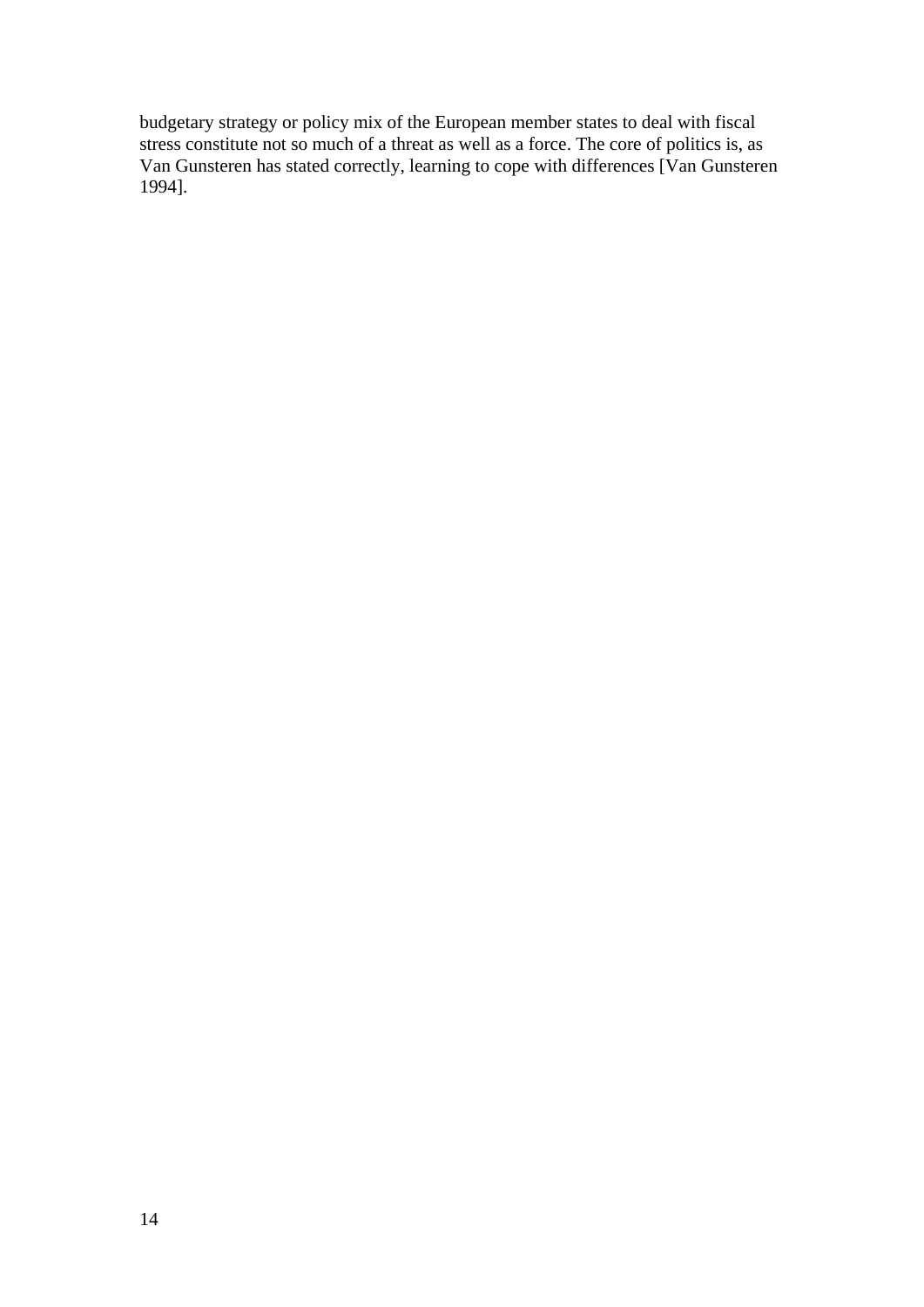budgetary strategy or policy mix of the European member states to deal with fiscal stress constitute not so much of a threat as well as a force. The core of politics is, as Van Gunsteren has stated correctly, learning to cope with differences [Van Gunsteren 1994].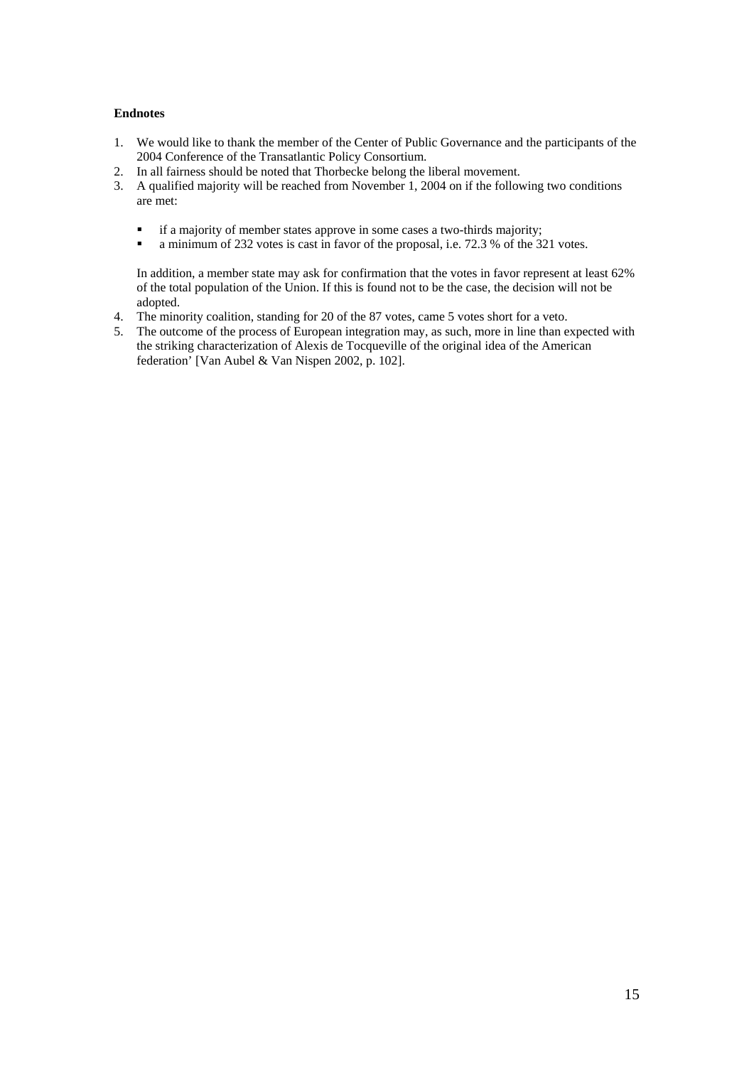**Endnotes**

1. We would like to thank the member of the Center of Public Governance and the participants of the 2004 Conference of the Transatlantic Policy Consortium.
2. In all fairness should be noted that Thorbecke belong the liberal movement.
3. A qualified majority will be reached from November 1, 2004 on if the following two conditions are met:

   - if a majority of member states approve in some cases a two-thirds majority;
   - a minimum of 232 votes is cast in favor of the proposal, i.e. 72.3 % of the 321 votes.

   In addition, a member state may ask for confirmation that the votes in favor represent at least 62% of the total population of the Union. If this is found not to be the case, the decision will not be adopted.
4. The minority coalition, standing for 20 of the 87 votes, came 5 votes short for a veto.
5. The outcome of the process of European integration may, as such, more in line than expected with the striking characterization of Alexis de Tocqueville of the original idea of the American federation' [Van Aubel & Van Nispen 2002, p. 102].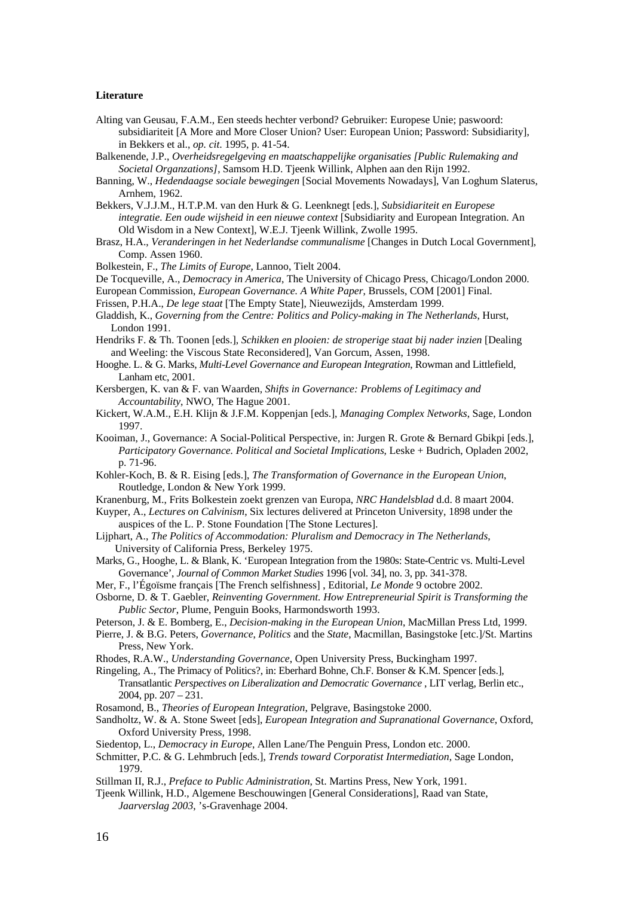**Literature**

Alting van Geusau, F.A.M., Een steeds hechter verbond? Gebruiker: Europese Unie; paswoord: subsidiariteit [A More and More Closer Union? User: European Union; Password: Subsidiarity], in Bekkers et al., *op. cit.* 1995, p. 41-54.

Balkenende, J.P., *Overheidsregelgeving en maatschappelijke organisaties [Public Rulemaking and Societal Organzations]*, Samsom H.D. Tjeenk Willink, Alphen aan den Rijn 1992.

Banning, W., *Hedendaagse sociale bewegingen* [Social Movements Nowadays], Van Loghum Slaterus, Arnhem, 1962.

Bekkers, V.J.J.M., H.T.P.M. van den Hurk & G. Leenknegt [eds.], *Subsidiariteit en Europese integratie. Een oude wijsheid in een nieuwe context* [Subsidiarity and European Integration. An Old Wisdom in a New Context], W.E.J. Tjeenk Willink, Zwolle 1995.

Brasz, H.A., *Veranderingen in het Nederlandse communalisme* [Changes in Dutch Local Government], Comp. Assen 1960.

Bolkestein, F., *The Limits of Europe*, Lannoo, Tielt 2004.

De Tocqueville, A., *Democracy in America*, The University of Chicago Press, Chicago/London 2000.

European Commission, *European Governance. A White Paper*, Brussels, COM [2001] Final.

Frissen, P.H.A., *De lege staat* [The Empty State], Nieuwezijds, Amsterdam 1999.

Gladdish, K., *Governing from the Centre: Politics and Policy-making in The Netherlands*, Hurst, London 1991.

Hendriks F. & Th. Toonen [eds.], *Schikken en plooien: de stroperige staat bij nader inzien* [Dealing and Weeling: the Viscous State Reconsidered], Van Gorcum, Assen, 1998.

Hooghe. L. & G. Marks, *Multi-Level Governance and European Integration*, Rowman and Littlefield, Lanham etc, 2001.

Kersbergen, K. van & F. van Waarden, *Shifts in Governance: Problems of Legitimacy and Accountability*, NWO, The Hague 2001.

Kickert, W.A.M., E.H. Klijn & J.F.M. Koppenjan [eds.], *Managing Complex Networks*, Sage, London 1997.

Kooiman, J., Governance: A Social-Political Perspective, in: Jurgen R. Grote & Bernard Gbikpi [eds.], *Participatory Governance. Political and Societal Implications*, Leske + Budrich, Opladen 2002, p. 71-96.

Kohler-Koch, B. & R. Eising [eds.], *The Transformation of Governance in the European Union*, Routledge, London & New York 1999.

Kranenburg, M., Frits Bolkestein zoekt grenzen van Europa, *NRC Handelsblad* d.d. 8 maart 2004.

Kuyper, A., *Lectures on Calvinism*, Six lectures delivered at Princeton University, 1898 under the auspices of the L. P. Stone Foundation [The Stone Lectures].

Lijphart, A., *The Politics of Accommodation: Pluralism and Democracy in The Netherlands*, University of California Press, Berkeley 1975.

Marks, G., Hooghe, L. & Blank, K. 'European Integration from the 1980s: State-Centric vs. Multi-Level Governance', *Journal of Common Market Studies* 1996 [vol. 34], no. 3, pp. 341-378.

Mer, F., l'Égoïsme français [The French selfishness] , Editorial, *Le Monde* 9 octobre 2002.

Osborne, D. & T. Gaebler, *Reinventing Government. How Entrepreneurial Spirit is Transforming the Public Sector*, Plume, Penguin Books, Harmondsworth 1993.

Peterson, J. & E. Bomberg, E., *Decision-making in the European Union*, MacMillan Press Ltd, 1999.

Pierre, J. & B.G. Peters, *Governance*, *Politics* and the *State*, Macmillan, Basingstoke [etc.]/St. Martins Press, New York.

Rhodes, R.A.W., *Understanding Governance*, Open University Press, Buckingham 1997.

Ringeling, A., The Primacy of Politics?, in: Eberhard Bohne, Ch.F. Bonser & K.M. Spencer [eds.], Transatlantic *Perspectives on Liberalization and Democratic Governance* , LIT verlag, Berlin etc., 2004, pp. 207 – 231.

Rosamond, B., *Theories of European Integration*, Pelgrave, Basingstoke 2000.

Sandholtz, W. & A. Stone Sweet [eds], *European Integration and Supranational Governance*, Oxford, Oxford University Press, 1998.

Siedentop, L., *Democracy in Europe*, Allen Lane/The Penguin Press, London etc. 2000.

Schmitter, P.C. & G. Lehmbruch [eds.], *Trends toward Corporatist Intermediation*, Sage London, 1979.

Stillman II, R.J., *Preface to Public Administration*, St. Martins Press, New York, 1991.

Tjeenk Willink, H.D., Algemene Beschouwingen [General Considerations], Raad van State, *Jaarverslag 2003*, 's-Gravenhage 2004.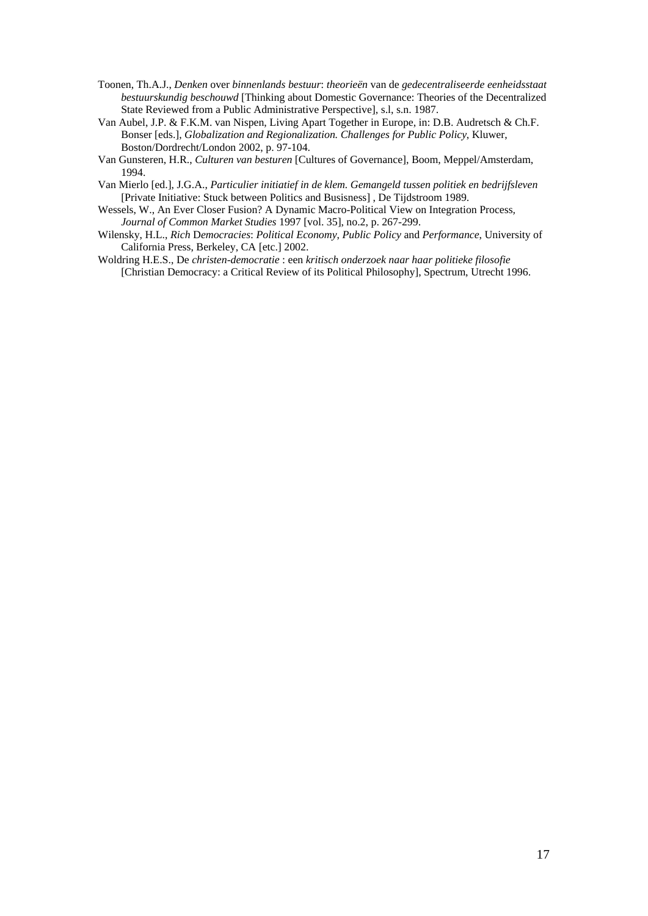Toonen, Th.A.J., *Denken* over *binnenlands bestuur*: *theorieën* van de *gedecentraliseerde eenheidsstaat bestuurskundig beschouwd* [Thinking about Domestic Governance: Theories of the Decentralized State Reviewed from a Public Administrative Perspective], s.l, s.n. 1987.

Van Aubel, J.P. & F.K.M. van Nispen, Living Apart Together in Europe, in: D.B. Audretsch & Ch.F. Bonser [eds.], *Globalization and Regionalization. Challenges for Public Policy*, Kluwer, Boston/Dordrecht/London 2002, p. 97-104.

Van Gunsteren, H.R., *Culturen van besturen* [Cultures of Governance], Boom, Meppel/Amsterdam, 1994.

Van Mierlo [ed.], J.G.A., *Particulier initiatief in de klem. Gemangeld tussen politiek en bedrijfsleven* [Private Initiative: Stuck between Politics and Busisness] , De Tijdstroom 1989.

Wessels, W., An Ever Closer Fusion? A Dynamic Macro-Political View on Integration Process, *Journal of Common Market Studies* 1997 [vol. 35], no.2, p. 267-299.

Wilensky, H.L., *Rich* D*emocracies*: *Political Economy*, *Public Policy* and *Performance*, University of California Press, Berkeley, CA [etc.] 2002.

Woldring H.E.S., De *christen-democratie* : een *kritisch onderzoek naar haar politieke filosofie* [Christian Democracy: a Critical Review of its Political Philosophy], Spectrum, Utrecht 1996.